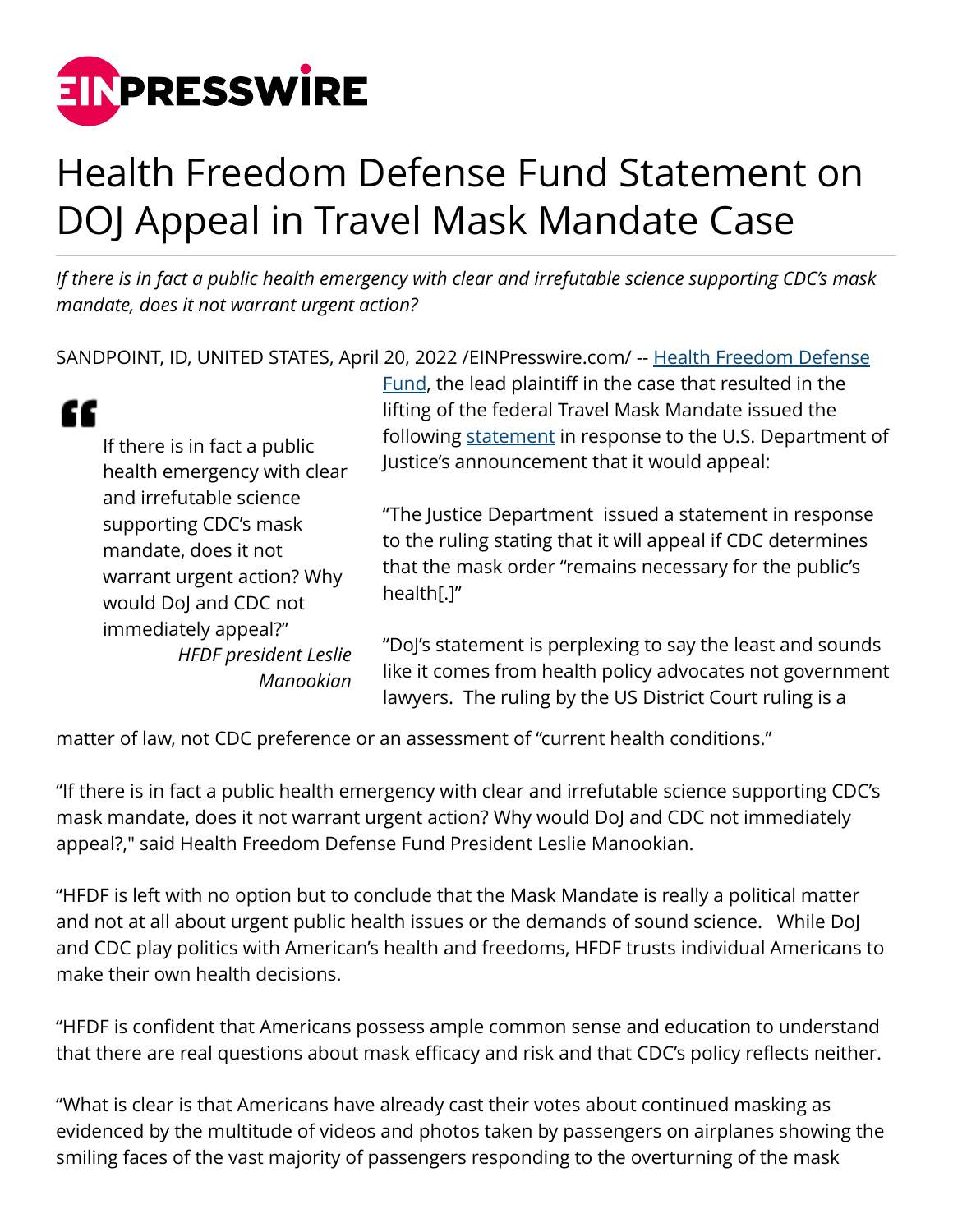# Health Freedom Defense Fund Statement on DOJ Appeal in Travel Mask Mandate Case

*If there is in fact a public health emergency with clear and irrefutable science supporting CDC's mask mandate, does it not warrant urgent action?*

SANDPOINT, ID, UNITED STATES, April 20, 2022 /EINPresswire.com/ -- [Health Freedom Defense Fund](), the lead plaintiff in the case that resulted in the lifting of the federal Travel Mask Mandate issued the following [statement]() in response to the U.S. Department of Justice's announcement that it would appeal:

> If there is in fact a public health emergency with clear and irrefutable science supporting CDC's mask mandate, does it not warrant urgent action? Why would DoJ and CDC not immediately appeal?"
>
> *HFDF president Leslie Manookian*

"The Justice Department issued a statement in response to the ruling stating that it will appeal if CDC determines that the mask order "remains necessary for the public's health[.]"

"DoJ's statement is perplexing to say the least and sounds like it comes from health policy advocates not government lawyers. The ruling by the US District Court ruling is a matter of law, not CDC preference or an assessment of "current health conditions."

"If there is in fact a public health emergency with clear and irrefutable science supporting CDC's mask mandate, does it not warrant urgent action? Why would DoJ and CDC not immediately appeal?," said Health Freedom Defense Fund President Leslie Manookian.

"HFDF is left with no option but to conclude that the Mask Mandate is really a political matter and not at all about urgent public health issues or the demands of sound science. While DoJ and CDC play politics with American's health and freedoms, HFDF trusts individual Americans to make their own health decisions.

"HFDF is confident that Americans possess ample common sense and education to understand that there are real questions about mask efficacy and risk and that CDC's policy reflects neither.

"What is clear is that Americans have already cast their votes about continued masking as evidenced by the multitude of videos and photos taken by passengers on airplanes showing the smiling faces of the vast majority of passengers responding to the overturning of the mask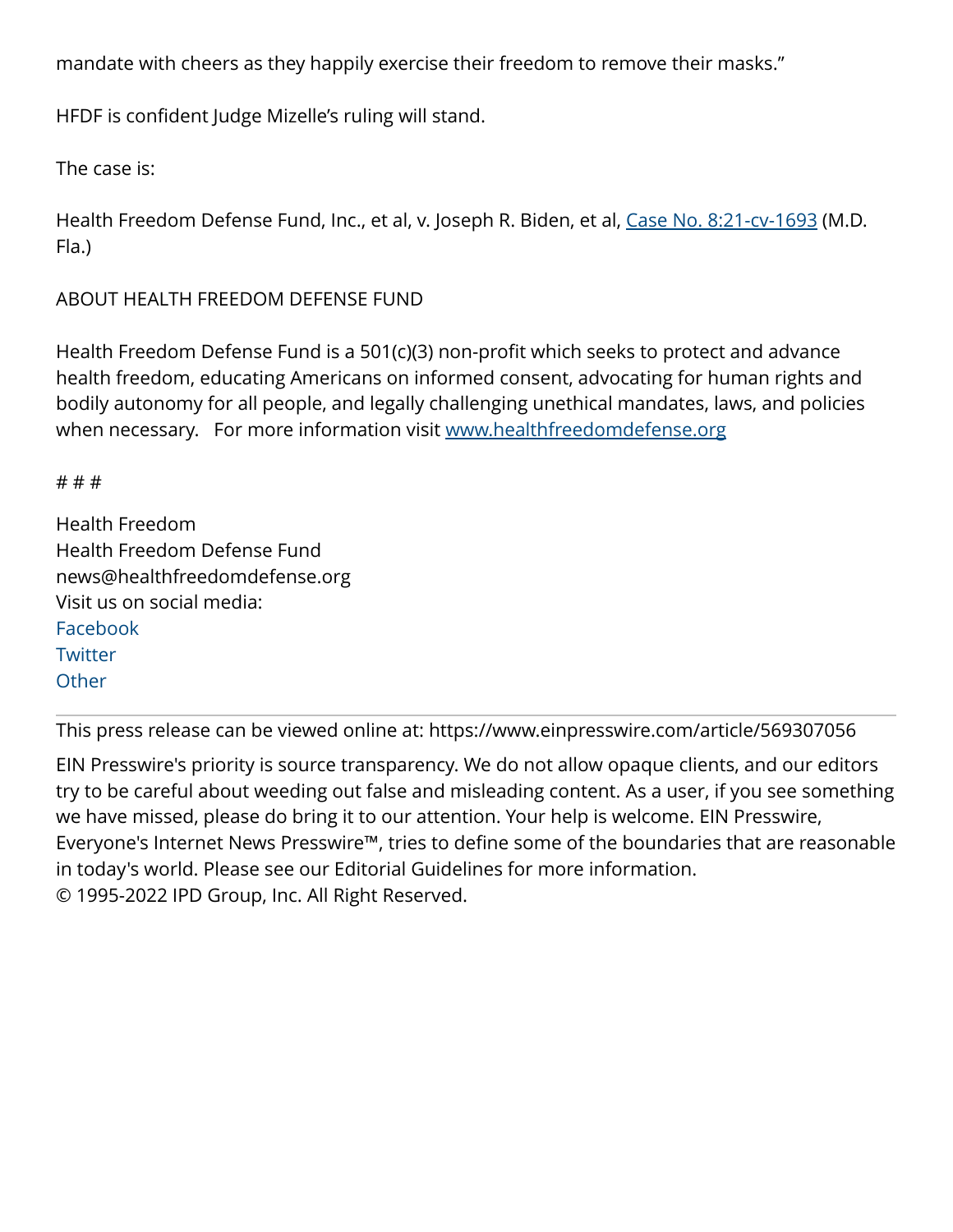mandate with cheers as they happily exercise their freedom to remove their masks."

HFDF is confident Judge Mizelle's ruling will stand.

The case is:

Health Freedom Defense Fund, Inc., et al, v. Joseph R. Biden, et al, [Case No. 8:21-cv-1693](#) (M.D. Fla.)

ABOUT HEALTH FREEDOM DEFENSE FUND

Health Freedom Defense Fund is a 501(c)(3) non-profit which seeks to protect and advance health freedom, educating Americans on informed consent, advocating for human rights and bodily autonomy for all people, and legally challenging unethical mandates, laws, and policies when necessary. For more information visit [www.healthfreedomdefense.org](http://www.healthfreedomdefense.org)

# # #

Health Freedom
Health Freedom Defense Fund
news@healthfreedomdefense.org
Visit us on social media:
Facebook
Twitter
Other

---

This press release can be viewed online at: https://www.einpresswire.com/article/569307056

EIN Presswire's priority is source transparency. We do not allow opaque clients, and our editors try to be careful about weeding out false and misleading content. As a user, if you see something we have missed, please do bring it to our attention. Your help is welcome. EIN Presswire, Everyone's Internet News Presswire™, tries to define some of the boundaries that are reasonable in today's world. Please see our Editorial Guidelines for more information.
© 1995-2022 IPD Group, Inc. All Right Reserved.